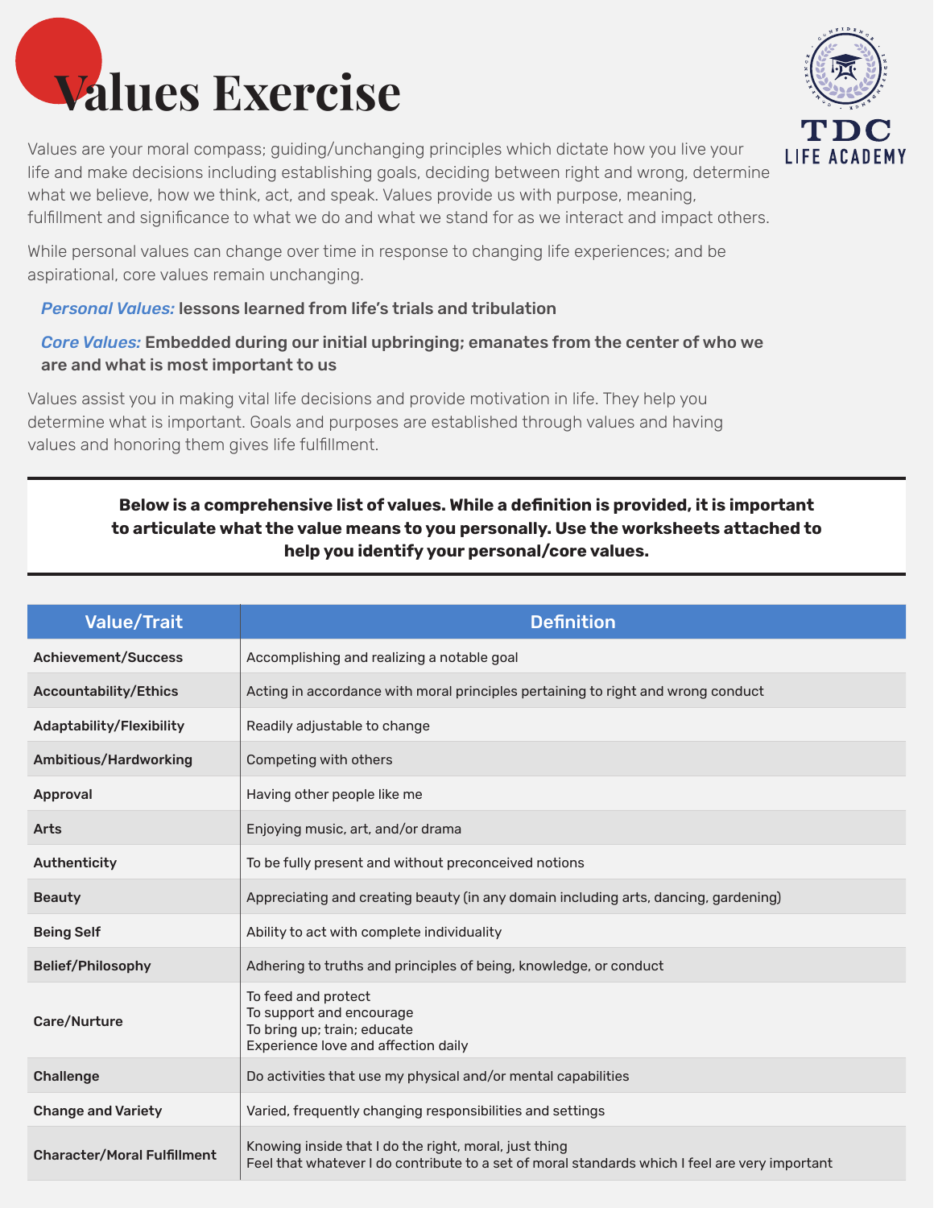# Values Exercise

Values are your moral compass; guiding/unchanging principles which dictate how you live your life and make decisions including establishing goals, deciding between right and wrong, determine what we believe, how we think, act, and speak. Values provide us with purpose, meaning, fulfillment and significance to what we do and what we stand for as we interact and impact others.

While personal values can change over time in response to changing life experiences; and be aspirational, core values remain unchanging.

*Personal Values:* **lessons learned from life's trials and tribulation**

*Core Values:* **Embedded during our initial upbringing; emanates from the center of who we are and what is most important to us**

Values assist you in making vital life decisions and provide motivation in life. They help you determine what is important. Goals and purposes are established through values and having values and honoring them gives life fulfillment.

**Below is a comprehensive list of values. While a definition is provided, it is important to articulate what the value means to you personally. Use the worksheets attached to help you identify your personal/core values.**

| Value/Trait | Definition |
|---|---|
| **Achievement/Success** | Accomplishing and realizing a notable goal |
| **Accountability/Ethics** | Acting in accordance with moral principles pertaining to right and wrong conduct |
| **Adaptability/Flexibility** | Readily adjustable to change |
| **Ambitious/Hardworking** | Competing with others |
| **Approval** | Having other people like me |
| **Arts** | Enjoying music, art, and/or drama |
| **Authenticity** | To be fully present and without preconceived notions |
| **Beauty** | Appreciating and creating beauty (in any domain including arts, dancing, gardening) |
| **Being Self** | Ability to act with complete individuality |
| **Belief/Philosophy** | Adhering to truths and principles of being, knowledge, or conduct |
| **Care/Nurture** | To feed and protect<br>To support and encourage<br>To bring up; train; educate<br>Experience love and affection daily |
| **Challenge** | Do activities that use my physical and/or mental capabilities |
| **Change and Variety** | Varied, frequently changing responsibilities and settings |
| **Character/Moral Fulfillment** | Knowing inside that I do the right, moral, just thing<br>Feel that whatever I do contribute to a set of moral standards which I feel are very important |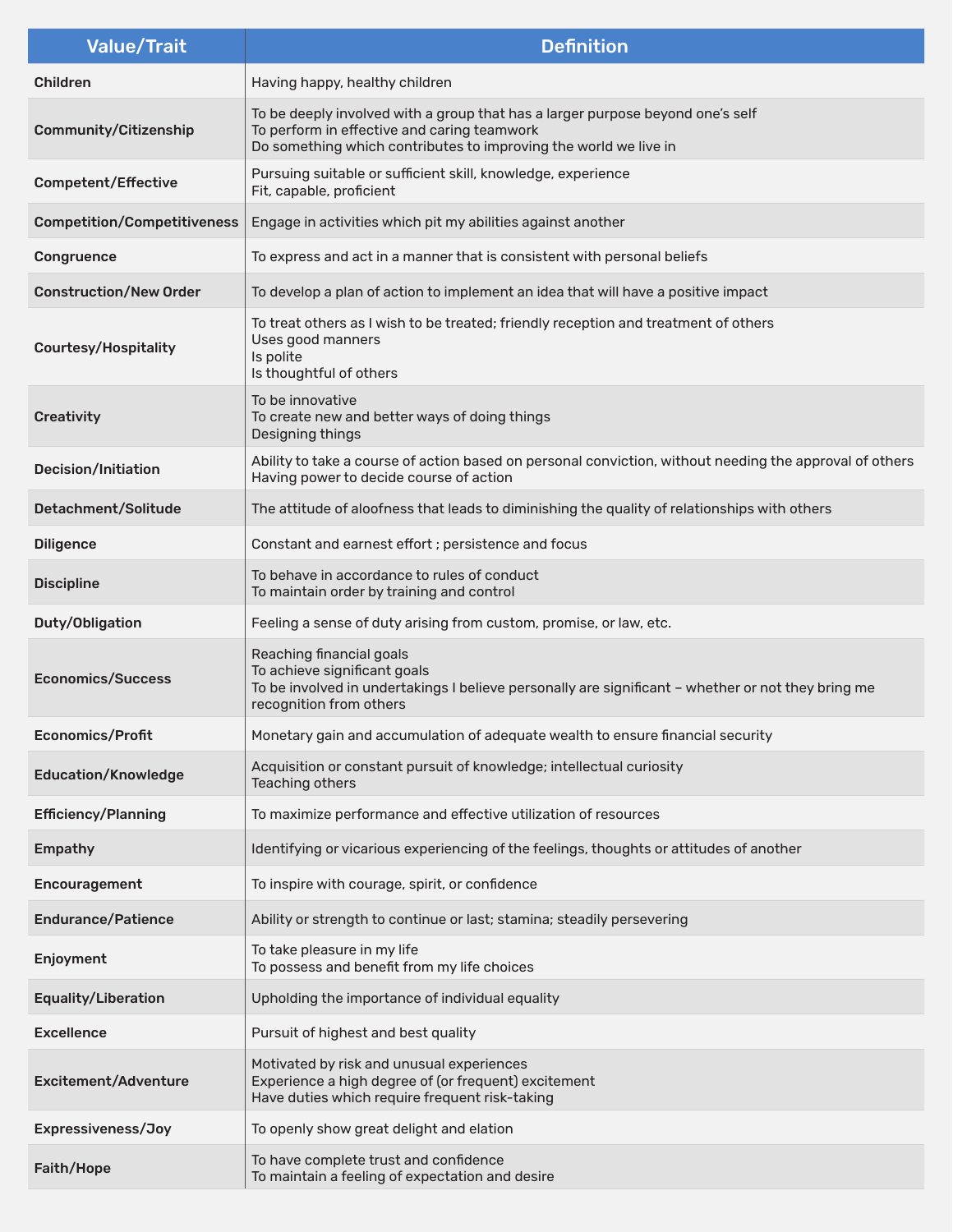| Value/Trait | Definition |
| --- | --- |
| **Children** | Having happy, healthy children |
| **Community/Citizenship** | To be deeply involved with a group that has a larger purpose beyond one's self<br>To perform in effective and caring teamwork<br>Do something which contributes to improving the world we live in |
| **Competent/Effective** | Pursuing suitable or sufficient skill, knowledge, experience<br>Fit, capable, proficient |
| **Competition/Competitiveness** | Engage in activities which pit my abilities against another |
| **Congruence** | To express and act in a manner that is consistent with personal beliefs |
| **Construction/New Order** | To develop a plan of action to implement an idea that will have a positive impact |
| **Courtesy/Hospitality** | To treat others as I wish to be treated; friendly reception and treatment of others<br>Uses good manners<br>Is polite<br>Is thoughtful of others |
| **Creativity** | To be innovative<br>To create new and better ways of doing things<br>Designing things |
| **Decision/Initiation** | Ability to take a course of action based on personal conviction, without needing the approval of others<br>Having power to decide course of action |
| **Detachment/Solitude** | The attitude of aloofness that leads to diminishing the quality of relationships with others |
| **Diligence** | Constant and earnest effort ; persistence and focus |
| **Discipline** | To behave in accordance to rules of conduct<br>To maintain order by training and control |
| **Duty/Obligation** | Feeling a sense of duty arising from custom, promise, or law, etc. |
| **Economics/Success** | Reaching financial goals<br>To achieve significant goals<br>To be involved in undertakings I believe personally are significant – whether or not they bring me recognition from others |
| **Economics/Profit** | Monetary gain and accumulation of adequate wealth to ensure financial security |
| **Education/Knowledge** | Acquisition or constant pursuit of knowledge; intellectual curiosity<br>Teaching others |
| **Efficiency/Planning** | To maximize performance and effective utilization of resources |
| **Empathy** | Identifying or vicarious experiencing of the feelings, thoughts or attitudes of another |
| **Encouragement** | To inspire with courage, spirit, or confidence |
| **Endurance/Patience** | Ability or strength to continue or last; stamina; steadily persevering |
| **Enjoyment** | To take pleasure in my life<br>To possess and benefit from my life choices |
| **Equality/Liberation** | Upholding the importance of individual equality |
| **Excellence** | Pursuit of highest and best quality |
| **Excitement/Adventure** | Motivated by risk and unusual experiences<br>Experience a high degree of (or frequent) excitement<br>Have duties which require frequent risk-taking |
| **Expressiveness/Joy** | To openly show great delight and elation |
| **Faith/Hope** | To have complete trust and confidence<br>To maintain a feeling of expectation and desire |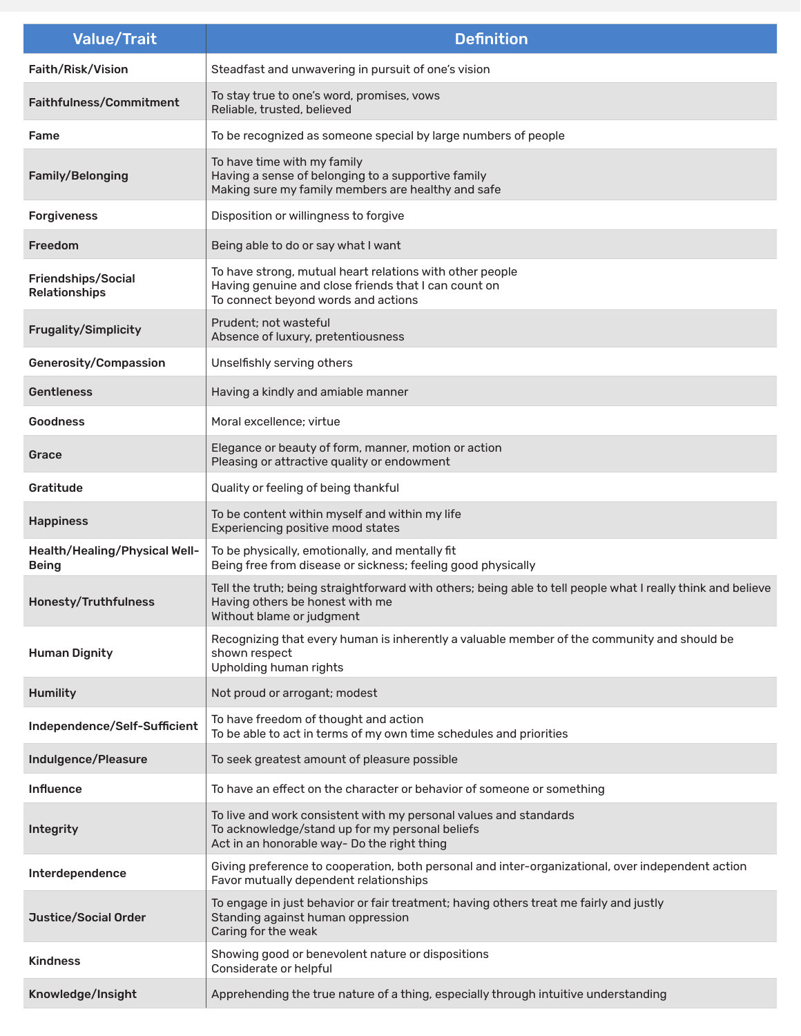| Value/Trait | Definition |
| --- | --- |
| **Faith/Risk/Vision** | Steadfast and unwavering in pursuit of one's vision |
| **Faithfulness/Commitment** | To stay true to one's word, promises, vows<br>Reliable, trusted, believed |
| **Fame** | To be recognized as someone special by large numbers of people |
| **Family/Belonging** | To have time with my family<br>Having a sense of belonging to a supportive family<br>Making sure my family members are healthy and safe |
| **Forgiveness** | Disposition or willingness to forgive |
| **Freedom** | Being able to do or say what I want |
| **Friendships/Social Relationships** | To have strong, mutual heart relations with other people<br>Having genuine and close friends that I can count on<br>To connect beyond words and actions |
| **Frugality/Simplicity** | Prudent; not wasteful<br>Absence of luxury, pretentiousness |
| **Generosity/Compassion** | Unselfishly serving others |
| **Gentleness** | Having a kindly and amiable manner |
| **Goodness** | Moral excellence; virtue |
| **Grace** | Elegance or beauty of form, manner, motion or action<br>Pleasing or attractive quality or endowment |
| **Gratitude** | Quality or feeling of being thankful |
| **Happiness** | To be content within myself and within my life<br>Experiencing positive mood states |
| **Health/Healing/Physical Well-Being** | To be physically, emotionally, and mentally fit<br>Being free from disease or sickness; feeling good physically |
| **Honesty/Truthfulness** | Tell the truth; being straightforward with others; being able to tell people what I really think and believe<br>Having others be honest with me<br>Without blame or judgment |
| **Human Dignity** | Recognizing that every human is inherently a valuable member of the community and should be shown respect<br>Upholding human rights |
| **Humility** | Not proud or arrogant; modest |
| **Independence/Self-Sufficient** | To have freedom of thought and action<br>To be able to act in terms of my own time schedules and priorities |
| **Indulgence/Pleasure** | To seek greatest amount of pleasure possible |
| **Influence** | To have an effect on the character or behavior of someone or something |
| **Integrity** | To live and work consistent with my personal values and standards<br>To acknowledge/stand up for my personal beliefs<br>Act in an honorable way- Do the right thing |
| **Interdependence** | Giving preference to cooperation, both personal and inter-organizational, over independent action<br>Favor mutually dependent relationships |
| **Justice/Social Order** | To engage in just behavior or fair treatment; having others treat me fairly and justly<br>Standing against human oppression<br>Caring for the weak |
| **Kindness** | Showing good or benevolent nature or dispositions<br>Considerate or helpful |
| **Knowledge/Insight** | Apprehending the true nature of a thing, especially through intuitive understanding |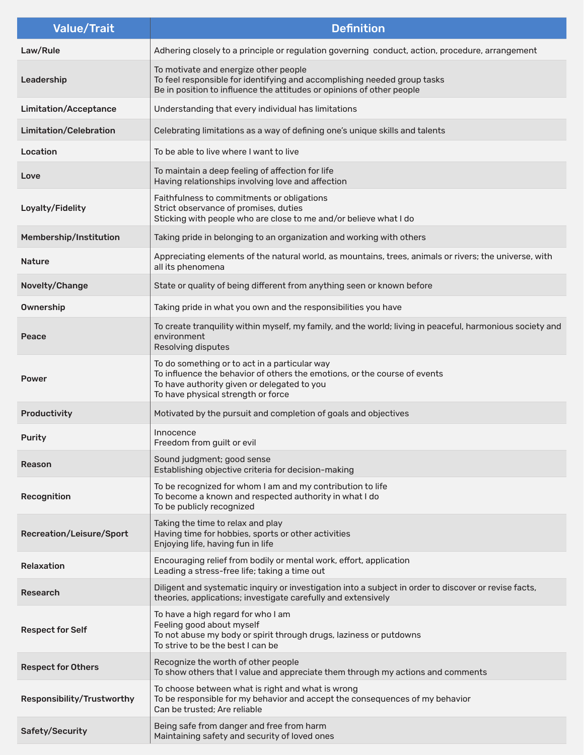| Value/Trait | Definition |
|---|---|
| **Law/Rule** | Adhering closely to a principle or regulation governing conduct, action, procedure, arrangement |
| **Leadership** | To motivate and energize other people<br>To feel responsible for identifying and accomplishing needed group tasks<br>Be in position to influence the attitudes or opinions of other people |
| **Limitation/Acceptance** | Understanding that every individual has limitations |
| **Limitation/Celebration** | Celebrating limitations as a way of defining one's unique skills and talents |
| **Location** | To be able to live where I want to live |
| **Love** | To maintain a deep feeling of affection for life<br>Having relationships involving love and affection |
| **Loyalty/Fidelity** | Faithfulness to commitments or obligations<br>Strict observance of promises, duties<br>Sticking with people who are close to me and/or believe what I do |
| **Membership/Institution** | Taking pride in belonging to an organization and working with others |
| **Nature** | Appreciating elements of the natural world, as mountains, trees, animals or rivers; the universe, with all its phenomena |
| **Novelty/Change** | State or quality of being different from anything seen or known before |
| **Ownership** | Taking pride in what you own and the responsibilities you have |
| **Peace** | To create tranquility within myself, my family, and the world; living in peaceful, harmonious society and environment<br>Resolving disputes |
| **Power** | To do something or to act in a particular way<br>To influence the behavior of others the emotions, or the course of events<br>To have authority given or delegated to you<br>To have physical strength or force |
| **Productivity** | Motivated by the pursuit and completion of goals and objectives |
| **Purity** | Innocence<br>Freedom from guilt or evil |
| **Reason** | Sound judgment; good sense<br>Establishing objective criteria for decision-making |
| **Recognition** | To be recognized for whom I am and my contribution to life<br>To become a known and respected authority in what I do<br>To be publicly recognized |
| **Recreation/Leisure/Sport** | Taking the time to relax and play<br>Having time for hobbies, sports or other activities<br>Enjoying life, having fun in life |
| **Relaxation** | Encouraging relief from bodily or mental work, effort, application<br>Leading a stress-free life; taking a time out |
| **Research** | Diligent and systematic inquiry or investigation into a subject in order to discover or revise facts, theories, applications; investigate carefully and extensively |
| **Respect for Self** | To have a high regard for who I am<br>Feeling good about myself<br>To not abuse my body or spirit through drugs, laziness or putdowns<br>To strive to be the best I can be |
| **Respect for Others** | Recognize the worth of other people<br>To show others that I value and appreciate them through my actions and comments |
| **Responsibility/Trustworthy** | To choose between what is right and what is wrong<br>To be responsible for my behavior and accept the consequences of my behavior<br>Can be trusted; Are reliable |
| **Safety/Security** | Being safe from danger and free from harm<br>Maintaining safety and security of loved ones |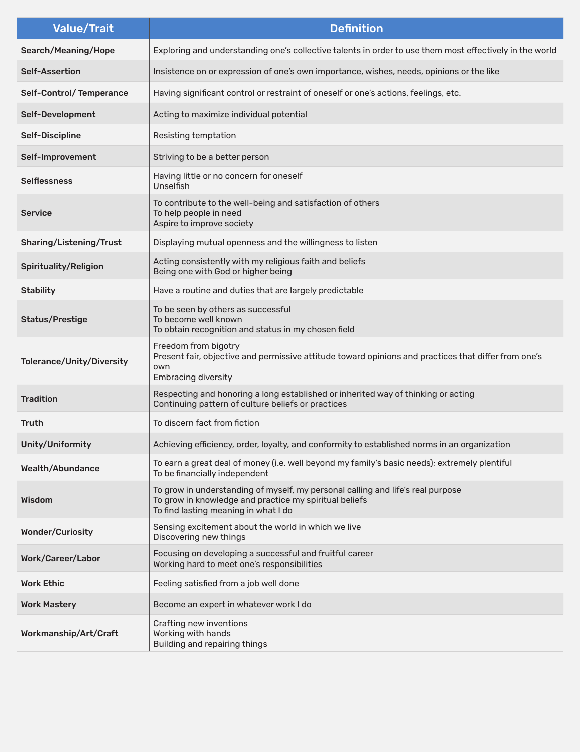| Value/Trait | Definition |
| --- | --- |
| **Search/Meaning/Hope** | Exploring and understanding one's collective talents in order to use them most effectively in the world |
| **Self-Assertion** | Insistence on or expression of one's own importance, wishes, needs, opinions or the like |
| **Self-Control/ Temperance** | Having significant control or restraint of oneself or one's actions, feelings, etc. |
| **Self-Development** | Acting to maximize individual potential |
| **Self-Discipline** | Resisting temptation |
| **Self-Improvement** | Striving to be a better person |
| **Selflessness** | Having little or no concern for oneself<br>Unselfish |
| **Service** | To contribute to the well-being and satisfaction of others<br>To help people in need<br>Aspire to improve society |
| **Sharing/Listening/Trust** | Displaying mutual openness and the willingness to listen |
| **Spirituality/Religion** | Acting consistently with my religious faith and beliefs<br>Being one with God or higher being |
| **Stability** | Have a routine and duties that are largely predictable |
| **Status/Prestige** | To be seen by others as successful<br>To become well known<br>To obtain recognition and status in my chosen field |
| **Tolerance/Unity/Diversity** | Freedom from bigotry<br>Present fair, objective and permissive attitude toward opinions and practices that differ from one's own<br>Embracing diversity |
| **Tradition** | Respecting and honoring a long established or inherited way of thinking or acting<br>Continuing pattern of culture beliefs or practices |
| **Truth** | To discern fact from fiction |
| **Unity/Uniformity** | Achieving efficiency, order, loyalty, and conformity to established norms in an organization |
| **Wealth/Abundance** | To earn a great deal of money (i.e. well beyond my family's basic needs); extremely plentiful<br>To be financially independent |
| **Wisdom** | To grow in understanding of myself, my personal calling and life's real purpose<br>To grow in knowledge and practice my spiritual beliefs<br>To find lasting meaning in what I do |
| **Wonder/Curiosity** | Sensing excitement about the world in which we live<br>Discovering new things |
| **Work/Career/Labor** | Focusing on developing a successful and fruitful career<br>Working hard to meet one's responsibilities |
| **Work Ethic** | Feeling satisfied from a job well done |
| **Work Mastery** | Become an expert in whatever work I do |
| **Workmanship/Art/Craft** | Crafting new inventions<br>Working with hands<br>Building and repairing things |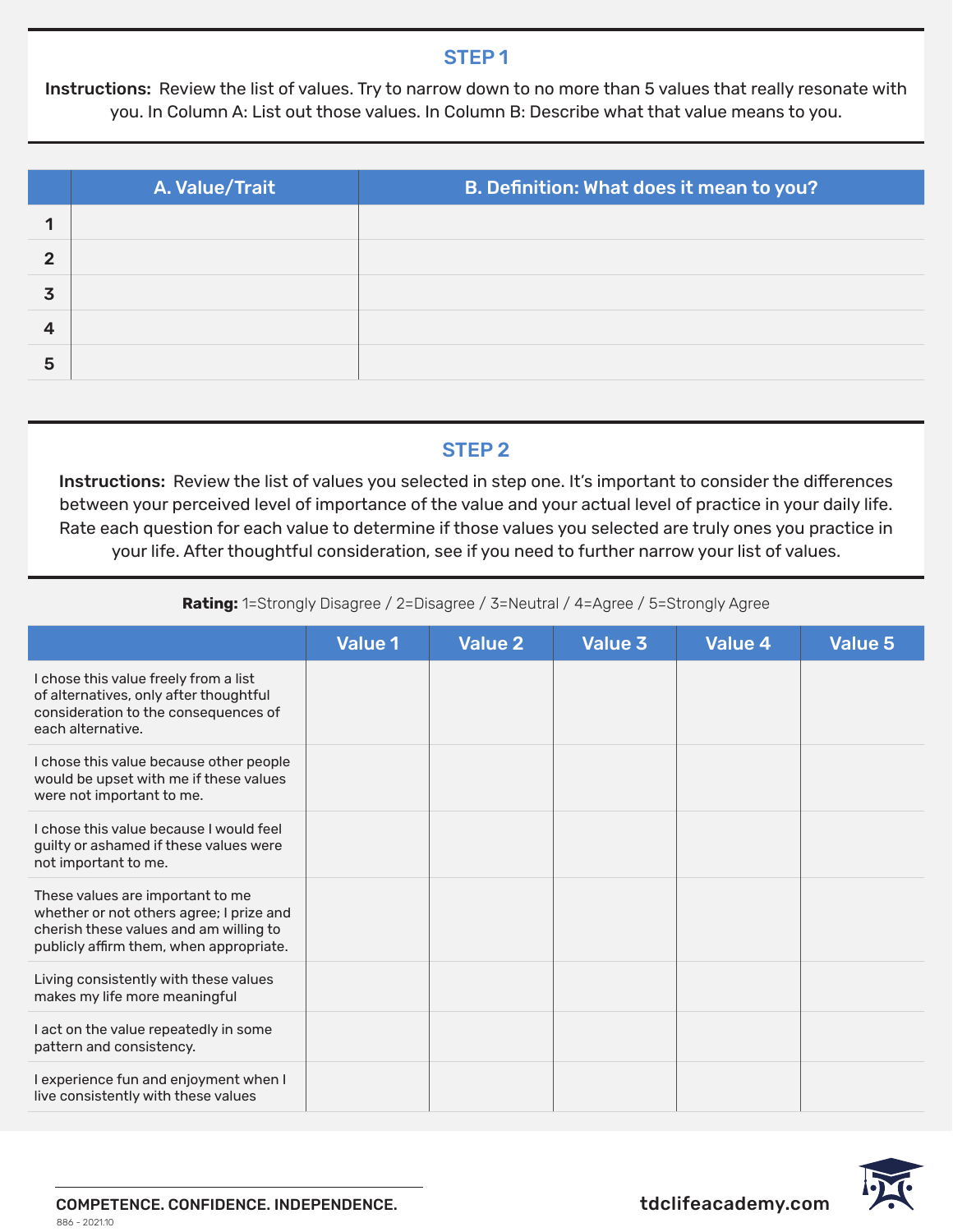## STEP 1

**Instructions:** Review the list of values. Try to narrow down to no more than 5 values that really resonate with you. In Column A: List out those values. In Column B: Describe what that value means to you.

| | A. Value/Trait | B. Definition: What does it mean to you? |
|---|---|---|
| 1 | | |
| 2 | | |
| 3 | | |
| 4 | | |
| 5 | | |

## STEP 2

**Instructions:** Review the list of values you selected in step one. It's important to consider the differences between your perceived level of importance of the value and your actual level of practice in your daily life. Rate each question for each value to determine if those values you selected are truly ones you practice in your life. After thoughtful consideration, see if you need to further narrow your list of values.

**Rating:** 1=Strongly Disagree / 2=Disagree / 3=Neutral / 4=Agree / 5=Strongly Agree

| | Value 1 | Value 2 | Value 3 | Value 4 | Value 5 |
|---|---|---|---|---|---|
| I chose this value freely from a list of alternatives, only after thoughtful consideration to the consequences of each alternative. | | | | | |
| I chose this value because other people would be upset with me if these values were not important to me. | | | | | |
| I chose this value because I would feel guilty or ashamed if these values were not important to me. | | | | | |
| These values are important to me whether or not others agree; I prize and cherish these values and am willing to publicly affirm them, when appropriate. | | | | | |
| Living consistently with these values makes my life more meaningful | | | | | |
| I act on the value repeatedly in some pattern and consistency. | | | | | |
| I experience fun and enjoyment when I live consistently with these values | | | | | |

COMPETENCE. CONFIDENCE. INDEPENDENCE.

886 - 2021.10

tdclifeacademy.com